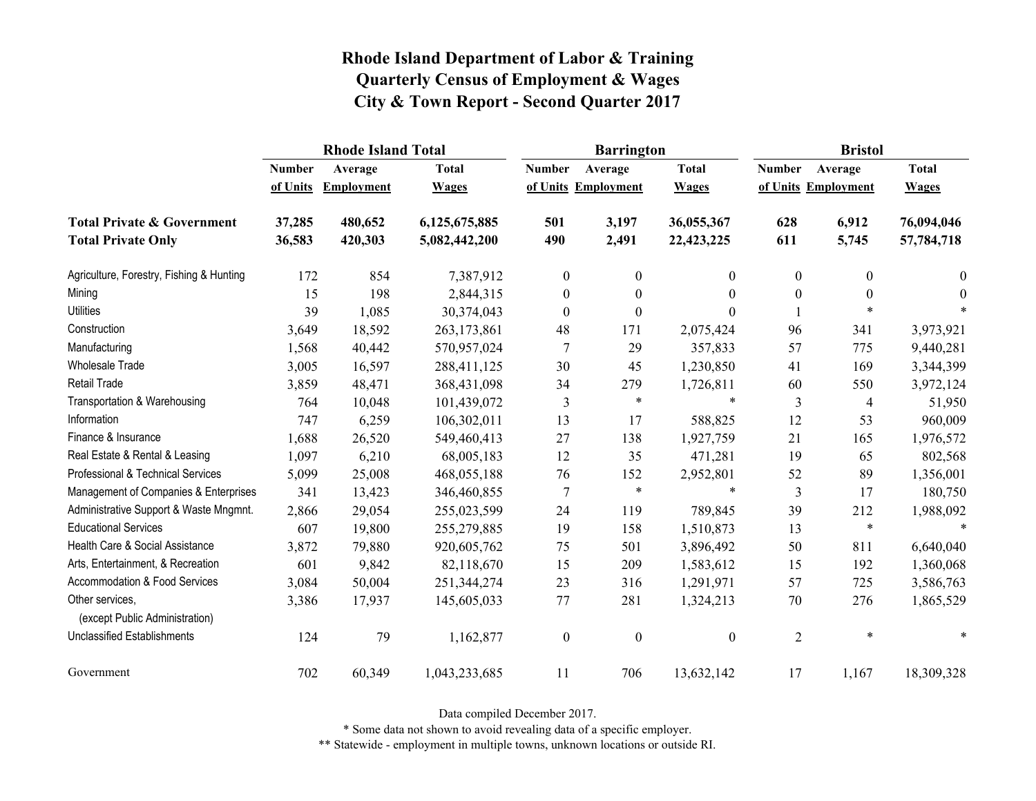# Rhode Island Department of Labor & Training
## Quarterly Census of Employment & Wages
## City & Town Report - Second Quarter 2017

| | Rhode Island Total | | | Barrington | | | Bristol | | |
|---|---|---|---|---|---|---|---|---|---|
| | Number of Units | Average Employment | Total Wages | Number of Units | Average Employment | Total Wages | Number of Units | Average Employment | Total Wages |
| **Total Private & Government** | **37,285** | **480,652** | **6,125,675,885** | **501** | **3,197** | **36,055,367** | **628** | **6,912** | **76,094,046** |
| **Total Private Only** | **36,583** | **420,303** | **5,082,442,200** | **490** | **2,491** | **22,423,225** | **611** | **5,745** | **57,784,718** |
| Agriculture, Forestry, Fishing & Hunting | 172 | 854 | 7,387,912 | 0 | 0 | 0 | 0 | 0 | 0 |
| Mining | 15 | 198 | 2,844,315 | 0 | 0 | 0 | 0 | 0 | 0 |
| Utilities | 39 | 1,085 | 30,374,043 | 0 | 0 | 0 | 1 | * | * |
| Construction | 3,649 | 18,592 | 263,173,861 | 48 | 171 | 2,075,424 | 96 | 341 | 3,973,921 |
| Manufacturing | 1,568 | 40,442 | 570,957,024 | 7 | 29 | 357,833 | 57 | 775 | 9,440,281 |
| Wholesale Trade | 3,005 | 16,597 | 288,411,125 | 30 | 45 | 1,230,850 | 41 | 169 | 3,344,399 |
| Retail Trade | 3,859 | 48,471 | 368,431,098 | 34 | 279 | 1,726,811 | 60 | 550 | 3,972,124 |
| Transportation & Warehousing | 764 | 10,048 | 101,439,072 | 3 | * | * | 3 | 4 | 51,950 |
| Information | 747 | 6,259 | 106,302,011 | 13 | 17 | 588,825 | 12 | 53 | 960,009 |
| Finance & Insurance | 1,688 | 26,520 | 549,460,413 | 27 | 138 | 1,927,759 | 21 | 165 | 1,976,572 |
| Real Estate & Rental & Leasing | 1,097 | 6,210 | 68,005,183 | 12 | 35 | 471,281 | 19 | 65 | 802,568 |
| Professional & Technical Services | 5,099 | 25,008 | 468,055,188 | 76 | 152 | 2,952,801 | 52 | 89 | 1,356,001 |
| Management of Companies & Enterprises | 341 | 13,423 | 346,460,855 | 7 | * | * | 3 | 17 | 180,750 |
| Administrative Support & Waste Mngmnt. | 2,866 | 29,054 | 255,023,599 | 24 | 119 | 789,845 | 39 | 212 | 1,988,092 |
| Educational Services | 607 | 19,800 | 255,279,885 | 19 | 158 | 1,510,873 | 13 | * | * |
| Health Care & Social Assistance | 3,872 | 79,880 | 920,605,762 | 75 | 501 | 3,896,492 | 50 | 811 | 6,640,040 |
| Arts, Entertainment, & Recreation | 601 | 9,842 | 82,118,670 | 15 | 209 | 1,583,612 | 15 | 192 | 1,360,068 |
| Accommodation & Food Services | 3,084 | 50,004 | 251,344,274 | 23 | 316 | 1,291,971 | 57 | 725 | 3,586,763 |
| Other services, (except Public Administration) | 3,386 | 17,937 | 145,605,033 | 77 | 281 | 1,324,213 | 70 | 276 | 1,865,529 |
| Unclassified Establishments | 124 | 79 | 1,162,877 | 0 | 0 | 0 | 2 | * | * |
| Government | 702 | 60,349 | 1,043,233,685 | 11 | 706 | 13,632,142 | 17 | 1,167 | 18,309,328 |

Data compiled December 2017.

* Some data not shown to avoid revealing data of a specific employer.

** Statewide - employment in multiple towns, unknown locations or outside RI.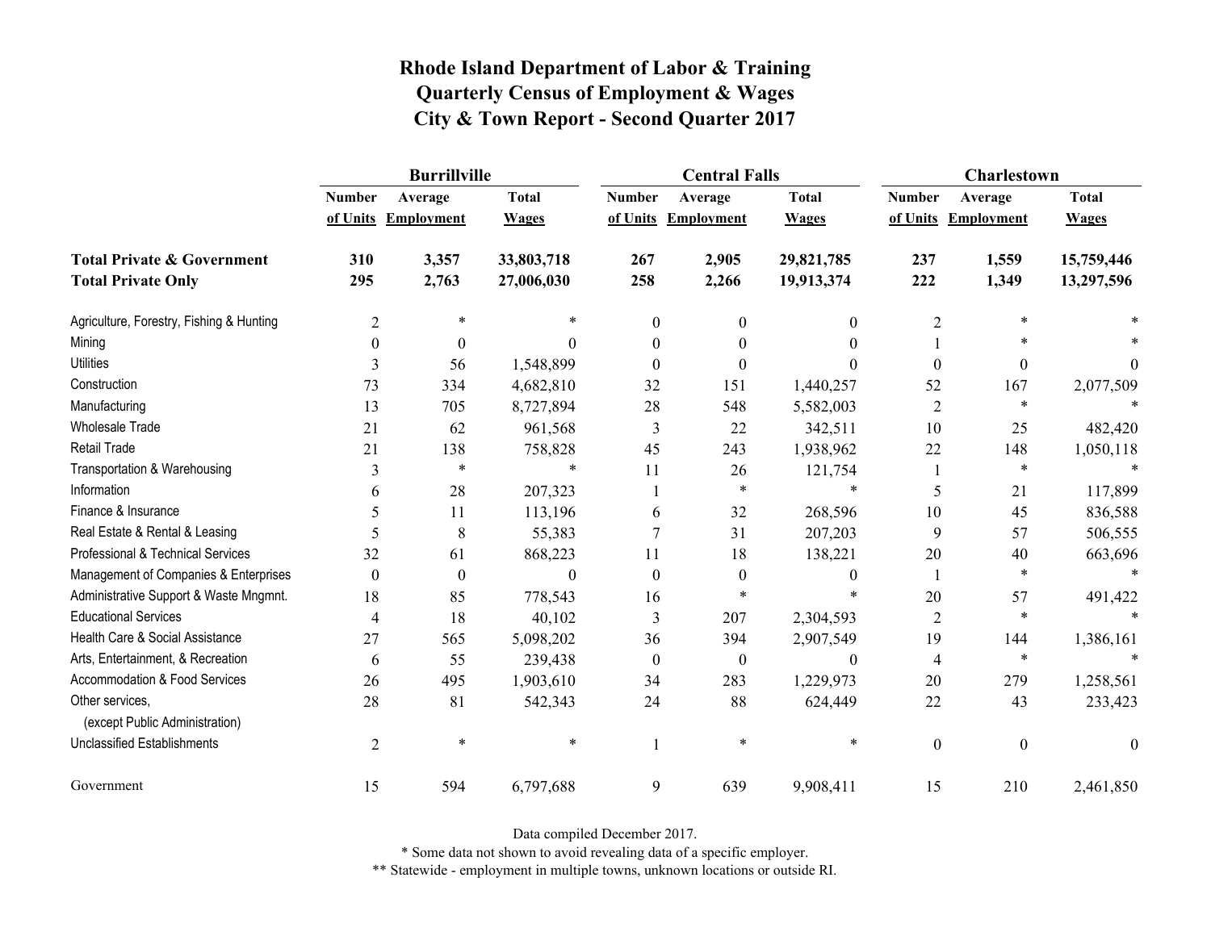# Rhode Island Department of Labor & Training
## Quarterly Census of Employment & Wages
## City & Town Report - Second Quarter 2017

| | Burrillville | | | Central Falls | | | Charlestown | | |
|---|---|---|---|---|---|---|---|---|---|
| | Number of Units | Average Employment | Total Wages | Number of Units | Average Employment | Total Wages | Number of Units | Average Employment | Total Wages |
| **Total Private & Government** | **310** | **3,357** | **33,803,718** | **267** | **2,905** | **29,821,785** | **237** | **1,559** | **15,759,446** |
| **Total Private Only** | **295** | **2,763** | **27,006,030** | **258** | **2,266** | **19,913,374** | **222** | **1,349** | **13,297,596** |
| Agriculture, Forestry, Fishing & Hunting | 2 | * | * | 0 | 0 | 0 | 2 | * | * |
| Mining | 0 | 0 | 0 | 0 | 0 | 0 | 1 | * | * |
| Utilities | 3 | 56 | 1,548,899 | 0 | 0 | 0 | 0 | 0 | 0 |
| Construction | 73 | 334 | 4,682,810 | 32 | 151 | 1,440,257 | 52 | 167 | 2,077,509 |
| Manufacturing | 13 | 705 | 8,727,894 | 28 | 548 | 5,582,003 | 2 | * | * |
| Wholesale Trade | 21 | 62 | 961,568 | 3 | 22 | 342,511 | 10 | 25 | 482,420 |
| Retail Trade | 21 | 138 | 758,828 | 45 | 243 | 1,938,962 | 22 | 148 | 1,050,118 |
| Transportation & Warehousing | 3 | * | * | 11 | 26 | 121,754 | 1 | * | * |
| Information | 6 | 28 | 207,323 | 1 | * | * | 5 | 21 | 117,899 |
| Finance & Insurance | 5 | 11 | 113,196 | 6 | 32 | 268,596 | 10 | 45 | 836,588 |
| Real Estate & Rental & Leasing | 5 | 8 | 55,383 | 7 | 31 | 207,203 | 9 | 57 | 506,555 |
| Professional & Technical Services | 32 | 61 | 868,223 | 11 | 18 | 138,221 | 20 | 40 | 663,696 |
| Management of Companies & Enterprises | 0 | 0 | 0 | 0 | 0 | 0 | 1 | * | * |
| Administrative Support & Waste Mngmnt. | 18 | 85 | 778,543 | 16 | * | * | 20 | 57 | 491,422 |
| Educational Services | 4 | 18 | 40,102 | 3 | 207 | 2,304,593 | 2 | * | * |
| Health Care & Social Assistance | 27 | 565 | 5,098,202 | 36 | 394 | 2,907,549 | 19 | 144 | 1,386,161 |
| Arts, Entertainment, & Recreation | 6 | 55 | 239,438 | 0 | 0 | 0 | 4 | * | * |
| Accommodation & Food Services | 26 | 495 | 1,903,610 | 34 | 283 | 1,229,973 | 20 | 279 | 1,258,561 |
| Other services, (except Public Administration) | 28 | 81 | 542,343 | 24 | 88 | 624,449 | 22 | 43 | 233,423 |
| Unclassified Establishments | 2 | * | * | 1 | * | * | 0 | 0 | 0 |
| Government | 15 | 594 | 6,797,688 | 9 | 639 | 9,908,411 | 15 | 210 | 2,461,850 |

Data compiled December 2017.

* Some data not shown to avoid revealing data of a specific employer.

** Statewide - employment in multiple towns, unknown locations or outside RI.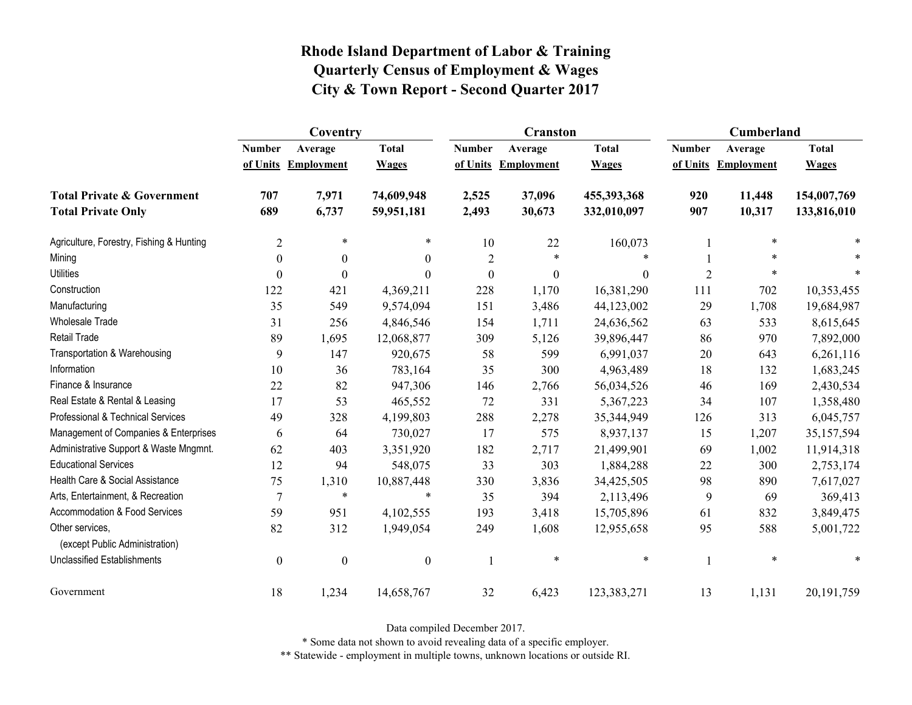# Rhode Island Department of Labor & Training
## Quarterly Census of Employment & Wages
## City & Town Report - Second Quarter 2017

| | Coventry | | | Cranston | | | Cumberland | | |
|---|---|---|---|---|---|---|---|---|---|
| | Number of Units | Average Employment | Total Wages | Number of Units | Average Employment | Total Wages | Number of Units | Average Employment | Total Wages |
| **Total Private & Government** | **707** | **7,971** | **74,609,948** | **2,525** | **37,096** | **455,393,368** | **920** | **11,448** | **154,007,769** |
| **Total Private Only** | **689** | **6,737** | **59,951,181** | **2,493** | **30,673** | **332,010,097** | **907** | **10,317** | **133,816,010** |
| Agriculture, Forestry, Fishing & Hunting | 2 | * | * | 10 | 22 | 160,073 | 1 | * | * |
| Mining | 0 | 0 | 0 | 2 | * | * | 1 | * | * |
| Utilities | 0 | 0 | 0 | 0 | 0 | 0 | 2 | * | * |
| Construction | 122 | 421 | 4,369,211 | 228 | 1,170 | 16,381,290 | 111 | 702 | 10,353,455 |
| Manufacturing | 35 | 549 | 9,574,094 | 151 | 3,486 | 44,123,002 | 29 | 1,708 | 19,684,987 |
| Wholesale Trade | 31 | 256 | 4,846,546 | 154 | 1,711 | 24,636,562 | 63 | 533 | 8,615,645 |
| Retail Trade | 89 | 1,695 | 12,068,877 | 309 | 5,126 | 39,896,447 | 86 | 970 | 7,892,000 |
| Transportation & Warehousing | 9 | 147 | 920,675 | 58 | 599 | 6,991,037 | 20 | 643 | 6,261,116 |
| Information | 10 | 36 | 783,164 | 35 | 300 | 4,963,489 | 18 | 132 | 1,683,245 |
| Finance & Insurance | 22 | 82 | 947,306 | 146 | 2,766 | 56,034,526 | 46 | 169 | 2,430,534 |
| Real Estate & Rental & Leasing | 17 | 53 | 465,552 | 72 | 331 | 5,367,223 | 34 | 107 | 1,358,480 |
| Professional & Technical Services | 49 | 328 | 4,199,803 | 288 | 2,278 | 35,344,949 | 126 | 313 | 6,045,757 |
| Management of Companies & Enterprises | 6 | 64 | 730,027 | 17 | 575 | 8,937,137 | 15 | 1,207 | 35,157,594 |
| Administrative Support & Waste Mngmnt. | 62 | 403 | 3,351,920 | 182 | 2,717 | 21,499,901 | 69 | 1,002 | 11,914,318 |
| Educational Services | 12 | 94 | 548,075 | 33 | 303 | 1,884,288 | 22 | 300 | 2,753,174 |
| Health Care & Social Assistance | 75 | 1,310 | 10,887,448 | 330 | 3,836 | 34,425,505 | 98 | 890 | 7,617,027 |
| Arts, Entertainment, & Recreation | 7 | * | * | 35 | 394 | 2,113,496 | 9 | 69 | 369,413 |
| Accommodation & Food Services | 59 | 951 | 4,102,555 | 193 | 3,418 | 15,705,896 | 61 | 832 | 3,849,475 |
| Other services, (except Public Administration) | 82 | 312 | 1,949,054 | 249 | 1,608 | 12,955,658 | 95 | 588 | 5,001,722 |
| Unclassified Establishments | 0 | 0 | 0 | 1 | * | * | 1 | * | * |
| Government | 18 | 1,234 | 14,658,767 | 32 | 6,423 | 123,383,271 | 13 | 1,131 | 20,191,759 |

Data compiled December 2017.

* Some data not shown to avoid revealing data of a specific employer.

** Statewide - employment in multiple towns, unknown locations or outside RI.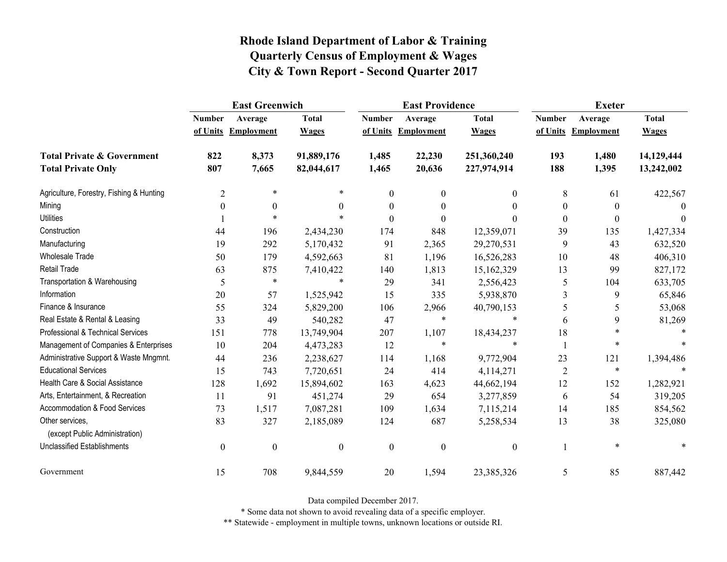# Rhode Island Department of Labor & Training
## Quarterly Census of Employment & Wages
## City & Town Report - Second Quarter 2017

| | East Greenwich | | | East Providence | | | Exeter | | |
|---|---|---|---|---|---|---|---|---|---|
| | Number of Units | Average Employment | Total Wages | Number of Units | Average Employment | Total Wages | Number of Units | Average Employment | Total Wages |
| **Total Private & Government** | **822** | **8,373** | **91,889,176** | **1,485** | **22,230** | **251,360,240** | **193** | **1,480** | **14,129,444** |
| **Total Private Only** | **807** | **7,665** | **82,044,617** | **1,465** | **20,636** | **227,974,914** | **188** | **1,395** | **13,242,002** |
| Agriculture, Forestry, Fishing & Hunting | 2 | * | * | 0 | 0 | 0 | 8 | 61 | 422,567 |
| Mining | 0 | 0 | 0 | 0 | 0 | 0 | 0 | 0 | 0 |
| Utilities | 1 | * | * | 0 | 0 | 0 | 0 | 0 | 0 |
| Construction | 44 | 196 | 2,434,230 | 174 | 848 | 12,359,071 | 39 | 135 | 1,427,334 |
| Manufacturing | 19 | 292 | 5,170,432 | 91 | 2,365 | 29,270,531 | 9 | 43 | 632,520 |
| Wholesale Trade | 50 | 179 | 4,592,663 | 81 | 1,196 | 16,526,283 | 10 | 48 | 406,310 |
| Retail Trade | 63 | 875 | 7,410,422 | 140 | 1,813 | 15,162,329 | 13 | 99 | 827,172 |
| Transportation & Warehousing | 5 | * | * | 29 | 341 | 2,556,423 | 5 | 104 | 633,705 |
| Information | 20 | 57 | 1,525,942 | 15 | 335 | 5,938,870 | 3 | 9 | 65,846 |
| Finance & Insurance | 55 | 324 | 5,829,200 | 106 | 2,966 | 40,790,153 | 5 | 5 | 53,068 |
| Real Estate & Rental & Leasing | 33 | 49 | 540,282 | 47 | * | * | 6 | 9 | 81,269 |
| Professional & Technical Services | 151 | 778 | 13,749,904 | 207 | 1,107 | 18,434,237 | 18 | * | * |
| Management of Companies & Enterprises | 10 | 204 | 4,473,283 | 12 | * | * | 1 | * | * |
| Administrative Support & Waste Mngmnt. | 44 | 236 | 2,238,627 | 114 | 1,168 | 9,772,904 | 23 | 121 | 1,394,486 |
| Educational Services | 15 | 743 | 7,720,651 | 24 | 414 | 4,114,271 | 2 | * | * |
| Health Care & Social Assistance | 128 | 1,692 | 15,894,602 | 163 | 4,623 | 44,662,194 | 12 | 152 | 1,282,921 |
| Arts, Entertainment, & Recreation | 11 | 91 | 451,274 | 29 | 654 | 3,277,859 | 6 | 54 | 319,205 |
| Accommodation & Food Services | 73 | 1,517 | 7,087,281 | 109 | 1,634 | 7,115,214 | 14 | 185 | 854,562 |
| Other services, (except Public Administration) | 83 | 327 | 2,185,089 | 124 | 687 | 5,258,534 | 13 | 38 | 325,080 |
| Unclassified Establishments | 0 | 0 | 0 | 0 | 0 | 0 | 1 | * | * |
| Government | 15 | 708 | 9,844,559 | 20 | 1,594 | 23,385,326 | 5 | 85 | 887,442 |

Data compiled December 2017.

* Some data not shown to avoid revealing data of a specific employer.

** Statewide - employment in multiple towns, unknown locations or outside RI.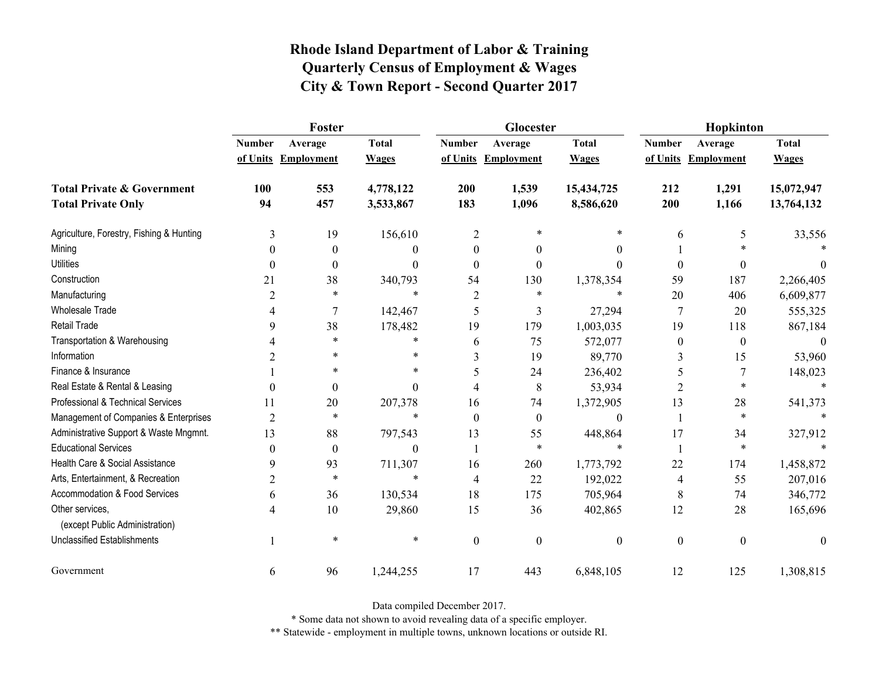# Rhode Island Department of Labor & Training
## Quarterly Census of Employment & Wages
## City & Town Report - Second Quarter 2017

| | Foster | | | Glocester | | | Hopkinton | | |
|---|---|---|---|---|---|---|---|---|---|
| | Number of Units | Average Employment | Total Wages | Number of Units | Average Employment | Total Wages | Number of Units | Average Employment | Total Wages |
| **Total Private & Government** | **100** | **553** | **4,778,122** | **200** | **1,539** | **15,434,725** | **212** | **1,291** | **15,072,947** |
| **Total Private Only** | **94** | **457** | **3,533,867** | **183** | **1,096** | **8,586,620** | **200** | **1,166** | **13,764,132** |
| Agriculture, Forestry, Fishing & Hunting | 3 | 19 | 156,610 | 2 | * | * | 6 | 5 | 33,556 |
| Mining | 0 | 0 | 0 | 0 | 0 | 0 | 1 | * | * |
| Utilities | 0 | 0 | 0 | 0 | 0 | 0 | 0 | 0 | 0 |
| Construction | 21 | 38 | 340,793 | 54 | 130 | 1,378,354 | 59 | 187 | 2,266,405 |
| Manufacturing | 2 | * | * | 2 | * | * | 20 | 406 | 6,609,877 |
| Wholesale Trade | 4 | 7 | 142,467 | 5 | 3 | 27,294 | 7 | 20 | 555,325 |
| Retail Trade | 9 | 38 | 178,482 | 19 | 179 | 1,003,035 | 19 | 118 | 867,184 |
| Transportation & Warehousing | 4 | * | * | 6 | 75 | 572,077 | 0 | 0 | 0 |
| Information | 2 | * | * | 3 | 19 | 89,770 | 3 | 15 | 53,960 |
| Finance & Insurance | 1 | * | * | 5 | 24 | 236,402 | 5 | 7 | 148,023 |
| Real Estate & Rental & Leasing | 0 | 0 | 0 | 4 | 8 | 53,934 | 2 | * | * |
| Professional & Technical Services | 11 | 20 | 207,378 | 16 | 74 | 1,372,905 | 13 | 28 | 541,373 |
| Management of Companies & Enterprises | 2 | * | * | 0 | 0 | 0 | 1 | * | * |
| Administrative Support & Waste Mngmnt. | 13 | 88 | 797,543 | 13 | 55 | 448,864 | 17 | 34 | 327,912 |
| Educational Services | 0 | 0 | 0 | 1 | * | * | 1 | * | * |
| Health Care & Social Assistance | 9 | 93 | 711,307 | 16 | 260 | 1,773,792 | 22 | 174 | 1,458,872 |
| Arts, Entertainment, & Recreation | 2 | * | * | 4 | 22 | 192,022 | 4 | 55 | 207,016 |
| Accommodation & Food Services | 6 | 36 | 130,534 | 18 | 175 | 705,964 | 8 | 74 | 346,772 |
| Other services, (except Public Administration) | 4 | 10 | 29,860 | 15 | 36 | 402,865 | 12 | 28 | 165,696 |
| Unclassified Establishments | 1 | * | * | 0 | 0 | 0 | 0 | 0 | 0 |
| Government | 6 | 96 | 1,244,255 | 17 | 443 | 6,848,105 | 12 | 125 | 1,308,815 |

Data compiled December 2017.

* Some data not shown to avoid revealing data of a specific employer.

** Statewide - employment in multiple towns, unknown locations or outside RI.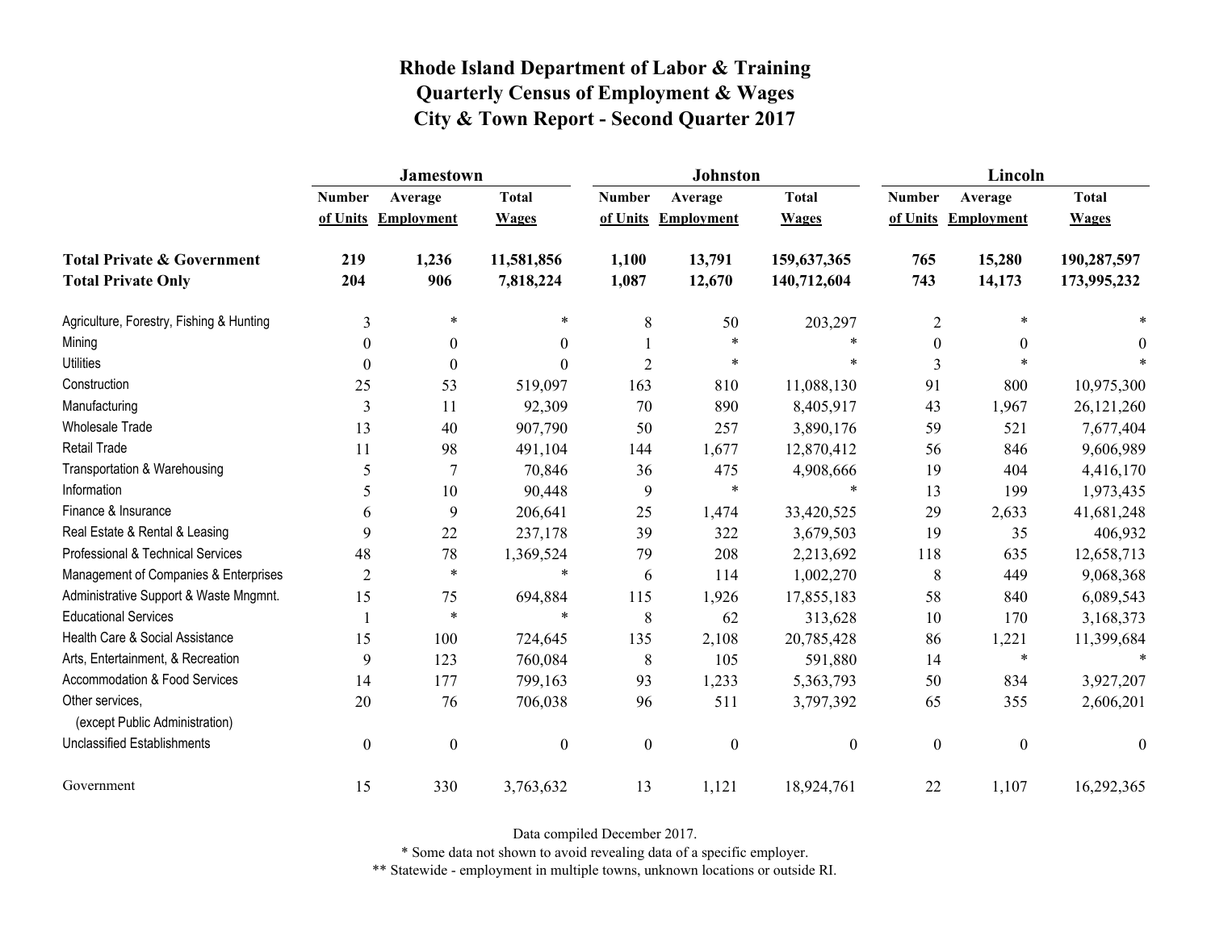# Rhode Island Department of Labor & Training
## Quarterly Census of Employment & Wages
## City & Town Report - Second Quarter 2017

| | Jamestown | | | Johnston | | | Lincoln | | |
|---|---|---|---|---|---|---|---|---|---|
| | Number of Units | Average Employment | Total Wages | Number of Units | Average Employment | Total Wages | Number of Units | Average Employment | Total Wages |
| **Total Private & Government** | **219** | **1,236** | **11,581,856** | **1,100** | **13,791** | **159,637,365** | **765** | **15,280** | **190,287,597** |
| **Total Private Only** | **204** | **906** | **7,818,224** | **1,087** | **12,670** | **140,712,604** | **743** | **14,173** | **173,995,232** |
| Agriculture, Forestry, Fishing & Hunting | 3 | * | * | 8 | 50 | 203,297 | 2 | * | * |
| Mining | 0 | 0 | 0 | 1 | * | * | 0 | 0 | 0 |
| Utilities | 0 | 0 | 0 | 2 | * | * | 3 | * | * |
| Construction | 25 | 53 | 519,097 | 163 | 810 | 11,088,130 | 91 | 800 | 10,975,300 |
| Manufacturing | 3 | 11 | 92,309 | 70 | 890 | 8,405,917 | 43 | 1,967 | 26,121,260 |
| Wholesale Trade | 13 | 40 | 907,790 | 50 | 257 | 3,890,176 | 59 | 521 | 7,677,404 |
| Retail Trade | 11 | 98 | 491,104 | 144 | 1,677 | 12,870,412 | 56 | 846 | 9,606,989 |
| Transportation & Warehousing | 5 | 7 | 70,846 | 36 | 475 | 4,908,666 | 19 | 404 | 4,416,170 |
| Information | 5 | 10 | 90,448 | 9 | * | * | 13 | 199 | 1,973,435 |
| Finance & Insurance | 6 | 9 | 206,641 | 25 | 1,474 | 33,420,525 | 29 | 2,633 | 41,681,248 |
| Real Estate & Rental & Leasing | 9 | 22 | 237,178 | 39 | 322 | 3,679,503 | 19 | 35 | 406,932 |
| Professional & Technical Services | 48 | 78 | 1,369,524 | 79 | 208 | 2,213,692 | 118 | 635 | 12,658,713 |
| Management of Companies & Enterprises | 2 | * | * | 6 | 114 | 1,002,270 | 8 | 449 | 9,068,368 |
| Administrative Support & Waste Mngmnt. | 15 | 75 | 694,884 | 115 | 1,926 | 17,855,183 | 58 | 840 | 6,089,543 |
| Educational Services | 1 | * | * | 8 | 62 | 313,628 | 10 | 170 | 3,168,373 |
| Health Care & Social Assistance | 15 | 100 | 724,645 | 135 | 2,108 | 20,785,428 | 86 | 1,221 | 11,399,684 |
| Arts, Entertainment, & Recreation | 9 | 123 | 760,084 | 8 | 105 | 591,880 | 14 | * | * |
| Accommodation & Food Services | 14 | 177 | 799,163 | 93 | 1,233 | 5,363,793 | 50 | 834 | 3,927,207 |
| Other services, (except Public Administration) | 20 | 76 | 706,038 | 96 | 511 | 3,797,392 | 65 | 355 | 2,606,201 |
| Unclassified Establishments | 0 | 0 | 0 | 0 | 0 | 0 | 0 | 0 | 0 |
| Government | 15 | 330 | 3,763,632 | 13 | 1,121 | 18,924,761 | 22 | 1,107 | 16,292,365 |

Data compiled December 2017.

* Some data not shown to avoid revealing data of a specific employer.

** Statewide - employment in multiple towns, unknown locations or outside RI.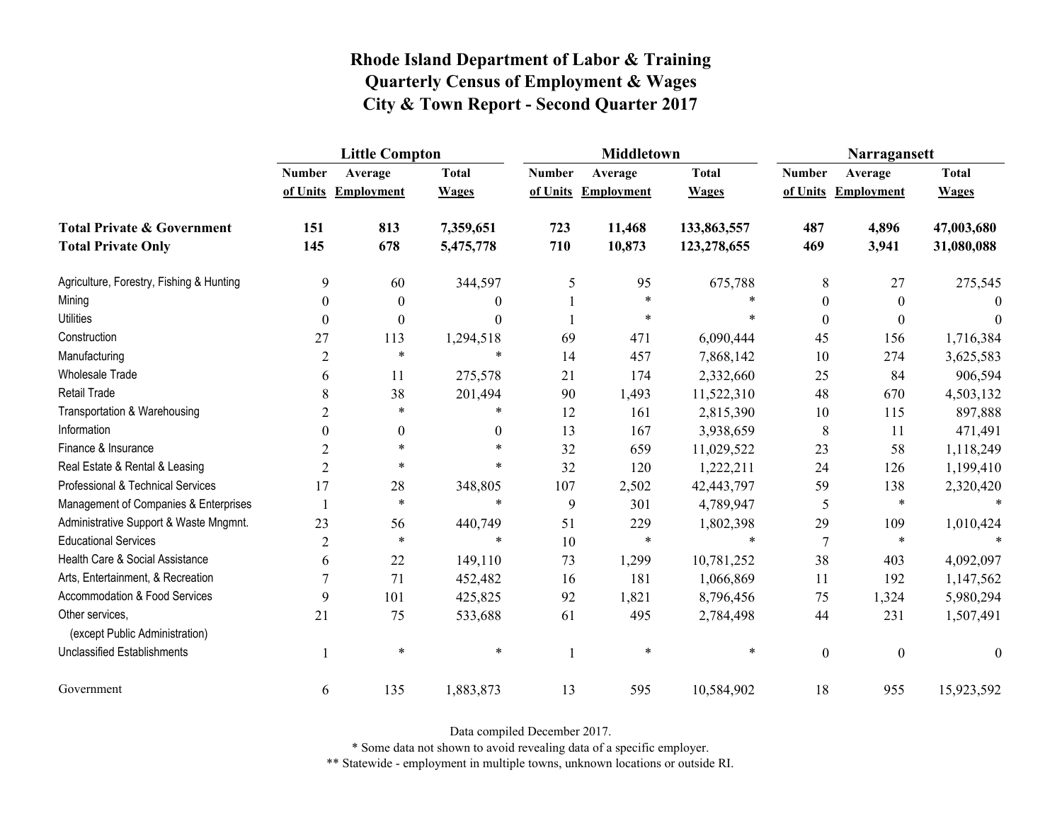# Rhode Island Department of Labor & Training
# Quarterly Census of Employment & Wages
# City & Town Report - Second Quarter 2017

| | Little Compton | | | Middletown | | | Narragansett | | |
|---|---|---|---|---|---|---|---|---|---|
| | Number of Units | Average Employment | Total Wages | Number of Units | Average Employment | Total Wages | Number of Units | Average Employment | Total Wages |
| **Total Private & Government** | **151** | **813** | **7,359,651** | **723** | **11,468** | **133,863,557** | **487** | **4,896** | **47,003,680** |
| **Total Private Only** | **145** | **678** | **5,475,778** | **710** | **10,873** | **123,278,655** | **469** | **3,941** | **31,080,088** |
| Agriculture, Forestry, Fishing & Hunting | 9 | 60 | 344,597 | 5 | 95 | 675,788 | 8 | 27 | 275,545 |
| Mining | 0 | 0 | 0 | 1 | * | * | 0 | 0 | 0 |
| Utilities | 0 | 0 | 0 | 1 | * | * | 0 | 0 | 0 |
| Construction | 27 | 113 | 1,294,518 | 69 | 471 | 6,090,444 | 45 | 156 | 1,716,384 |
| Manufacturing | 2 | * | * | 14 | 457 | 7,868,142 | 10 | 274 | 3,625,583 |
| Wholesale Trade | 6 | 11 | 275,578 | 21 | 174 | 2,332,660 | 25 | 84 | 906,594 |
| Retail Trade | 8 | 38 | 201,494 | 90 | 1,493 | 11,522,310 | 48 | 670 | 4,503,132 |
| Transportation & Warehousing | 2 | * | * | 12 | 161 | 2,815,390 | 10 | 115 | 897,888 |
| Information | 0 | 0 | 0 | 13 | 167 | 3,938,659 | 8 | 11 | 471,491 |
| Finance & Insurance | 2 | * | * | 32 | 659 | 11,029,522 | 23 | 58 | 1,118,249 |
| Real Estate & Rental & Leasing | 2 | * | * | 32 | 120 | 1,222,211 | 24 | 126 | 1,199,410 |
| Professional & Technical Services | 17 | 28 | 348,805 | 107 | 2,502 | 42,443,797 | 59 | 138 | 2,320,420 |
| Management of Companies & Enterprises | 1 | * | * | 9 | 301 | 4,789,947 | 5 | * | * |
| Administrative Support & Waste Mngmnt. | 23 | 56 | 440,749 | 51 | 229 | 1,802,398 | 29 | 109 | 1,010,424 |
| Educational Services | 2 | * | * | 10 | * | * | 7 | * | * |
| Health Care & Social Assistance | 6 | 22 | 149,110 | 73 | 1,299 | 10,781,252 | 38 | 403 | 4,092,097 |
| Arts, Entertainment, & Recreation | 7 | 71 | 452,482 | 16 | 181 | 1,066,869 | 11 | 192 | 1,147,562 |
| Accommodation & Food Services | 9 | 101 | 425,825 | 92 | 1,821 | 8,796,456 | 75 | 1,324 | 5,980,294 |
| Other services, (except Public Administration) | 21 | 75 | 533,688 | 61 | 495 | 2,784,498 | 44 | 231 | 1,507,491 |
| Unclassified Establishments | 1 | * | * | 1 | * | * | 0 | 0 | 0 |
| Government | 6 | 135 | 1,883,873 | 13 | 595 | 10,584,902 | 18 | 955 | 15,923,592 |

Data compiled December 2017.

* Some data not shown to avoid revealing data of a specific employer.

** Statewide - employment in multiple towns, unknown locations or outside RI.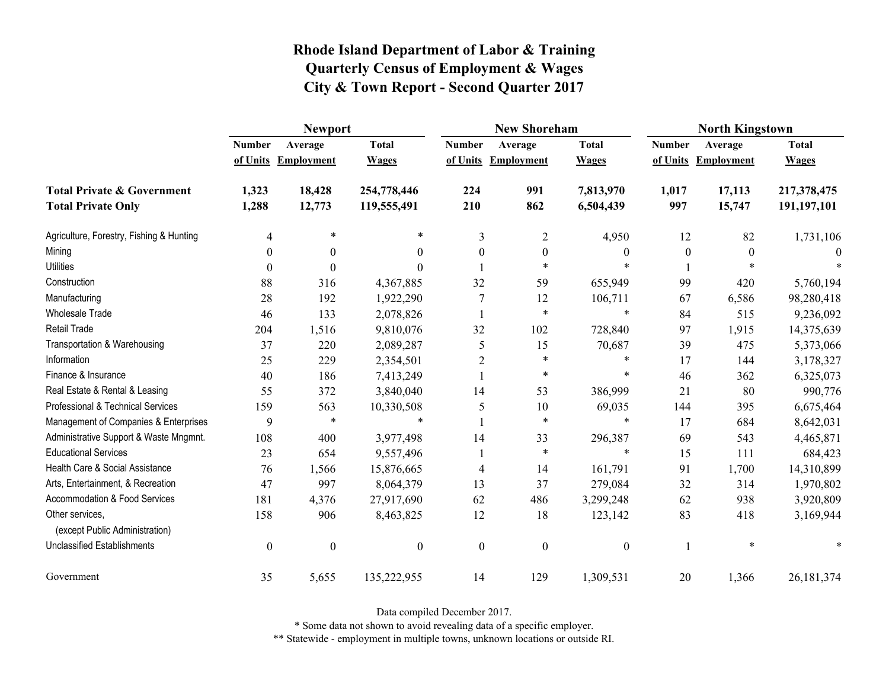# Rhode Island Department of Labor & Training
## Quarterly Census of Employment & Wages
## City & Town Report - Second Quarter 2017

| | Newport | | | New Shoreham | | | North Kingstown | | |
|---|---|---|---|---|---|---|---|---|---|
| | Number of Units | Average Employment | Total Wages | Number of Units | Average Employment | Total Wages | Number of Units | Average Employment | Total Wages |
| **Total Private & Government** | **1,323** | **18,428** | **254,778,446** | **224** | **991** | **7,813,970** | **1,017** | **17,113** | **217,378,475** |
| **Total Private Only** | **1,288** | **12,773** | **119,555,491** | **210** | **862** | **6,504,439** | **997** | **15,747** | **191,197,101** |
| Agriculture, Forestry, Fishing & Hunting | 4 | * | * | 3 | 2 | 4,950 | 12 | 82 | 1,731,106 |
| Mining | 0 | 0 | 0 | 0 | 0 | 0 | 0 | 0 | 0 |
| Utilities | 0 | 0 | 0 | 1 | * | * | 1 | * | * |
| Construction | 88 | 316 | 4,367,885 | 32 | 59 | 655,949 | 99 | 420 | 5,760,194 |
| Manufacturing | 28 | 192 | 1,922,290 | 7 | 12 | 106,711 | 67 | 6,586 | 98,280,418 |
| Wholesale Trade | 46 | 133 | 2,078,826 | 1 | * | * | 84 | 515 | 9,236,092 |
| Retail Trade | 204 | 1,516 | 9,810,076 | 32 | 102 | 728,840 | 97 | 1,915 | 14,375,639 |
| Transportation & Warehousing | 37 | 220 | 2,089,287 | 5 | 15 | 70,687 | 39 | 475 | 5,373,066 |
| Information | 25 | 229 | 2,354,501 | 2 | * | * | 17 | 144 | 3,178,327 |
| Finance & Insurance | 40 | 186 | 7,413,249 | 1 | * | * | 46 | 362 | 6,325,073 |
| Real Estate & Rental & Leasing | 55 | 372 | 3,840,040 | 14 | 53 | 386,999 | 21 | 80 | 990,776 |
| Professional & Technical Services | 159 | 563 | 10,330,508 | 5 | 10 | 69,035 | 144 | 395 | 6,675,464 |
| Management of Companies & Enterprises | 9 | * | * | 1 | * | * | 17 | 684 | 8,642,031 |
| Administrative Support & Waste Mngmnt. | 108 | 400 | 3,977,498 | 14 | 33 | 296,387 | 69 | 543 | 4,465,871 |
| Educational Services | 23 | 654 | 9,557,496 | 1 | * | * | 15 | 111 | 684,423 |
| Health Care & Social Assistance | 76 | 1,566 | 15,876,665 | 4 | 14 | 161,791 | 91 | 1,700 | 14,310,899 |
| Arts, Entertainment, & Recreation | 47 | 997 | 8,064,379 | 13 | 37 | 279,084 | 32 | 314 | 1,970,802 |
| Accommodation & Food Services | 181 | 4,376 | 27,917,690 | 62 | 486 | 3,299,248 | 62 | 938 | 3,920,809 |
| Other services, (except Public Administration) | 158 | 906 | 8,463,825 | 12 | 18 | 123,142 | 83 | 418 | 3,169,944 |
| Unclassified Establishments | 0 | 0 | 0 | 0 | 0 | 0 | 1 | * | * |
| Government | 35 | 5,655 | 135,222,955 | 14 | 129 | 1,309,531 | 20 | 1,366 | 26,181,374 |

Data compiled December 2017.

* Some data not shown to avoid revealing data of a specific employer.

** Statewide - employment in multiple towns, unknown locations or outside RI.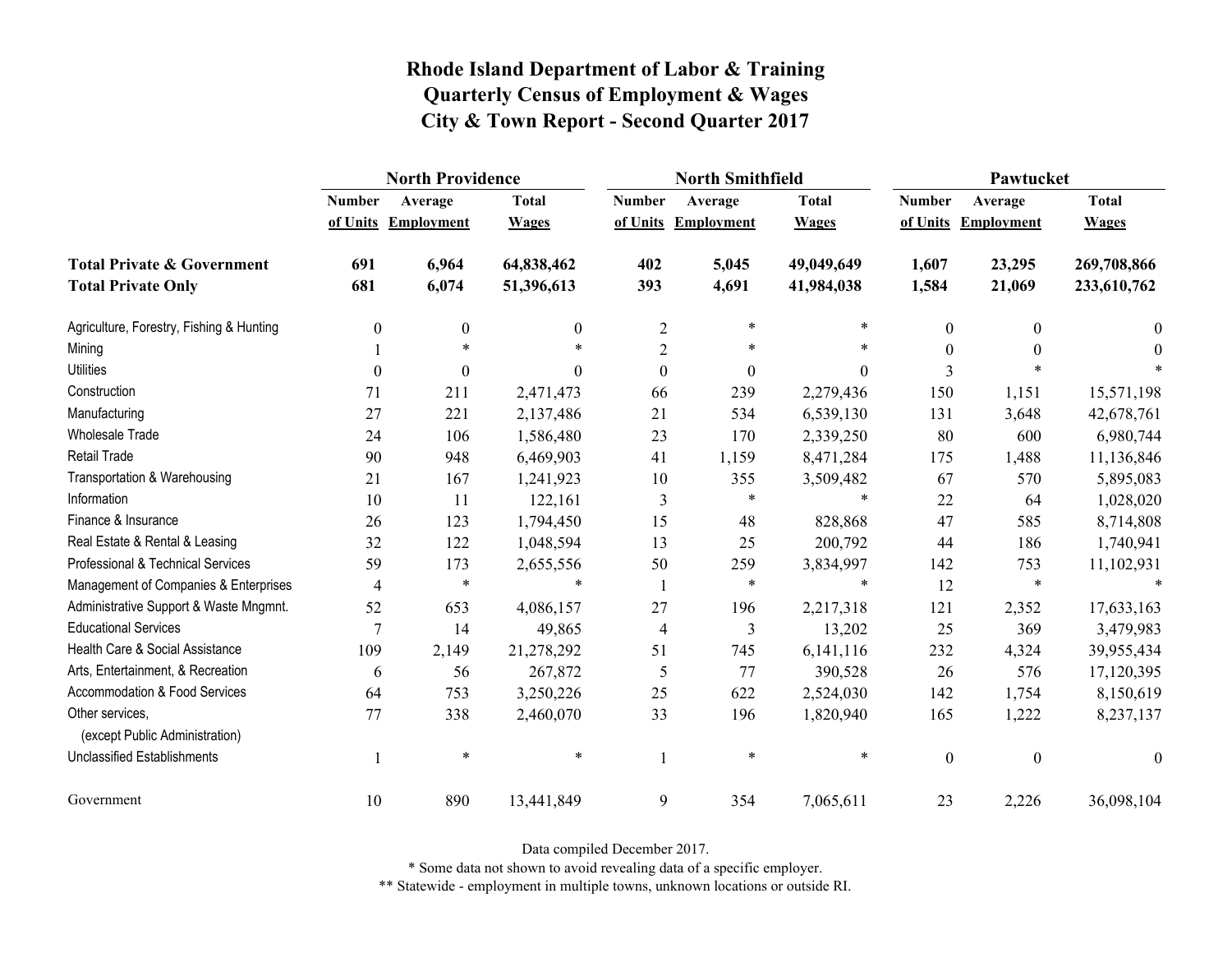# Rhode Island Department of Labor & Training
## Quarterly Census of Employment & Wages
## City & Town Report - Second Quarter 2017

| | North Providence | | | North Smithfield | | | Pawtucket | | |
|---|---|---|---|---|---|---|---|---|---|
| | Number of Units | Average Employment | Total Wages | Number of Units | Average Employment | Total Wages | Number of Units | Average Employment | Total Wages |
| **Total Private & Government** | **691** | **6,964** | **64,838,462** | **402** | **5,045** | **49,049,649** | **1,607** | **23,295** | **269,708,866** |
| **Total Private Only** | **681** | **6,074** | **51,396,613** | **393** | **4,691** | **41,984,038** | **1,584** | **21,069** | **233,610,762** |
| Agriculture, Forestry, Fishing & Hunting | 0 | 0 | 0 | 2 | * | * | 0 | 0 | 0 |
| Mining | 1 | * | * | 2 | * | * | 0 | 0 | 0 |
| Utilities | 0 | 0 | 0 | 0 | 0 | 0 | 3 | * | * |
| Construction | 71 | 211 | 2,471,473 | 66 | 239 | 2,279,436 | 150 | 1,151 | 15,571,198 |
| Manufacturing | 27 | 221 | 2,137,486 | 21 | 534 | 6,539,130 | 131 | 3,648 | 42,678,761 |
| Wholesale Trade | 24 | 106 | 1,586,480 | 23 | 170 | 2,339,250 | 80 | 600 | 6,980,744 |
| Retail Trade | 90 | 948 | 6,469,903 | 41 | 1,159 | 8,471,284 | 175 | 1,488 | 11,136,846 |
| Transportation & Warehousing | 21 | 167 | 1,241,923 | 10 | 355 | 3,509,482 | 67 | 570 | 5,895,083 |
| Information | 10 | 11 | 122,161 | 3 | * | * | 22 | 64 | 1,028,020 |
| Finance & Insurance | 26 | 123 | 1,794,450 | 15 | 48 | 828,868 | 47 | 585 | 8,714,808 |
| Real Estate & Rental & Leasing | 32 | 122 | 1,048,594 | 13 | 25 | 200,792 | 44 | 186 | 1,740,941 |
| Professional & Technical Services | 59 | 173 | 2,655,556 | 50 | 259 | 3,834,997 | 142 | 753 | 11,102,931 |
| Management of Companies & Enterprises | 4 | * | * | 1 | * | * | 12 | * | * |
| Administrative Support & Waste Mngmnt. | 52 | 653 | 4,086,157 | 27 | 196 | 2,217,318 | 121 | 2,352 | 17,633,163 |
| Educational Services | 7 | 14 | 49,865 | 4 | 3 | 13,202 | 25 | 369 | 3,479,983 |
| Health Care & Social Assistance | 109 | 2,149 | 21,278,292 | 51 | 745 | 6,141,116 | 232 | 4,324 | 39,955,434 |
| Arts, Entertainment, & Recreation | 6 | 56 | 267,872 | 5 | 77 | 390,528 | 26 | 576 | 17,120,395 |
| Accommodation & Food Services | 64 | 753 | 3,250,226 | 25 | 622 | 2,524,030 | 142 | 1,754 | 8,150,619 |
| Other services, (except Public Administration) | 77 | 338 | 2,460,070 | 33 | 196 | 1,820,940 | 165 | 1,222 | 8,237,137 |
| Unclassified Establishments | 1 | * | * | 1 | * | * | 0 | 0 | 0 |
| Government | 10 | 890 | 13,441,849 | 9 | 354 | 7,065,611 | 23 | 2,226 | 36,098,104 |

Data compiled December 2017.

* Some data not shown to avoid revealing data of a specific employer.

** Statewide - employment in multiple towns, unknown locations or outside RI.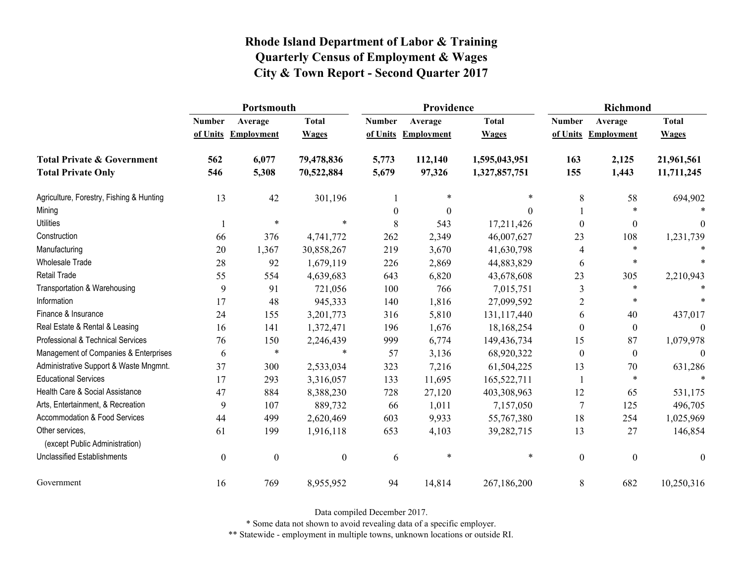# Rhode Island Department of Labor & Training
## Quarterly Census of Employment & Wages
## City & Town Report - Second Quarter 2017

| | Portsmouth | | | Providence | | | Richmond | | |
|---|---|---|---|---|---|---|---|---|---|
| | Number of Units | Average Employment | Total Wages | Number of Units | Average Employment | Total Wages | Number of Units | Average Employment | Total Wages |
| **Total Private & Government** | **562** | **6,077** | **79,478,836** | **5,773** | **112,140** | **1,595,043,951** | **163** | **2,125** | **21,961,561** |
| **Total Private Only** | **546** | **5,308** | **70,522,884** | **5,679** | **97,326** | **1,327,857,751** | **155** | **1,443** | **11,711,245** |
| Agriculture, Forestry, Fishing & Hunting | 13 | 42 | 301,196 | 1 | * | * | 8 | 58 | 694,902 |
| Mining | | | | 0 | 0 | 0 | 1 | * | * |
| Utilities | 1 | * | * | 8 | 543 | 17,211,426 | 0 | 0 | 0 |
| Construction | 66 | 376 | 4,741,772 | 262 | 2,349 | 46,007,627 | 23 | 108 | 1,231,739 |
| Manufacturing | 20 | 1,367 | 30,858,267 | 219 | 3,670 | 41,630,798 | 4 | * | * |
| Wholesale Trade | 28 | 92 | 1,679,119 | 226 | 2,869 | 44,883,829 | 6 | * | * |
| Retail Trade | 55 | 554 | 4,639,683 | 643 | 6,820 | 43,678,608 | 23 | 305 | 2,210,943 |
| Transportation & Warehousing | 9 | 91 | 721,056 | 100 | 766 | 7,015,751 | 3 | * | * |
| Information | 17 | 48 | 945,333 | 140 | 1,816 | 27,099,592 | 2 | * | * |
| Finance & Insurance | 24 | 155 | 3,201,773 | 316 | 5,810 | 131,117,440 | 6 | 40 | 437,017 |
| Real Estate & Rental & Leasing | 16 | 141 | 1,372,471 | 196 | 1,676 | 18,168,254 | 0 | 0 | 0 |
| Professional & Technical Services | 76 | 150 | 2,246,439 | 999 | 6,774 | 149,436,734 | 15 | 87 | 1,079,978 |
| Management of Companies & Enterprises | 6 | * | * | 57 | 3,136 | 68,920,322 | 0 | 0 | 0 |
| Administrative Support & Waste Mngmnt. | 37 | 300 | 2,533,034 | 323 | 7,216 | 61,504,225 | 13 | 70 | 631,286 |
| Educational Services | 17 | 293 | 3,316,057 | 133 | 11,695 | 165,522,711 | 1 | * | * |
| Health Care & Social Assistance | 47 | 884 | 8,388,230 | 728 | 27,120 | 403,308,963 | 12 | 65 | 531,175 |
| Arts, Entertainment, & Recreation | 9 | 107 | 889,732 | 66 | 1,011 | 7,157,050 | 7 | 125 | 496,705 |
| Accommodation & Food Services | 44 | 499 | 2,620,469 | 603 | 9,933 | 55,767,380 | 18 | 254 | 1,025,969 |
| Other services, (except Public Administration) | 61 | 199 | 1,916,118 | 653 | 4,103 | 39,282,715 | 13 | 27 | 146,854 |
| Unclassified Establishments | 0 | 0 | 0 | 6 | * | * | 0 | 0 | 0 |
| Government | 16 | 769 | 8,955,952 | 94 | 14,814 | 267,186,200 | 8 | 682 | 10,250,316 |

Data compiled December 2017.

* Some data not shown to avoid revealing data of a specific employer.

** Statewide - employment in multiple towns, unknown locations or outside RI.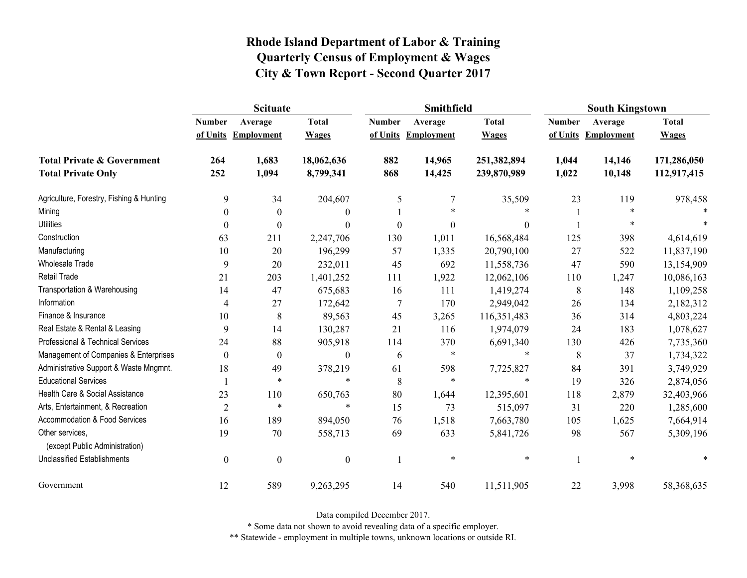# Rhode Island Department of Labor & Training
## Quarterly Census of Employment & Wages
## City & Town Report - Second Quarter 2017

| | Scituate | | | Smithfield | | | South Kingstown | | |
|---|---|---|---|---|---|---|---|---|---|
| | Number of Units | Average Employment | Total Wages | Number of Units | Average Employment | Total Wages | Number of Units | Average Employment | Total Wages |
| **Total Private & Government** | **264** | **1,683** | **18,062,636** | **882** | **14,965** | **251,382,894** | **1,044** | **14,146** | **171,286,050** |
| **Total Private Only** | **252** | **1,094** | **8,799,341** | **868** | **14,425** | **239,870,989** | **1,022** | **10,148** | **112,917,415** |
| Agriculture, Forestry, Fishing & Hunting | 9 | 34 | 204,607 | 5 | 7 | 35,509 | 23 | 119 | 978,458 |
| Mining | 0 | 0 | 0 | 1 | * | * | 1 | * | * |
| Utilities | 0 | 0 | 0 | 0 | 0 | 0 | 1 | * | * |
| Construction | 63 | 211 | 2,247,706 | 130 | 1,011 | 16,568,484 | 125 | 398 | 4,614,619 |
| Manufacturing | 10 | 20 | 196,299 | 57 | 1,335 | 20,790,100 | 27 | 522 | 11,837,190 |
| Wholesale Trade | 9 | 20 | 232,011 | 45 | 692 | 11,558,736 | 47 | 590 | 13,154,909 |
| Retail Trade | 21 | 203 | 1,401,252 | 111 | 1,922 | 12,062,106 | 110 | 1,247 | 10,086,163 |
| Transportation & Warehousing | 14 | 47 | 675,683 | 16 | 111 | 1,419,274 | 8 | 148 | 1,109,258 |
| Information | 4 | 27 | 172,642 | 7 | 170 | 2,949,042 | 26 | 134 | 2,182,312 |
| Finance & Insurance | 10 | 8 | 89,563 | 45 | 3,265 | 116,351,483 | 36 | 314 | 4,803,224 |
| Real Estate & Rental & Leasing | 9 | 14 | 130,287 | 21 | 116 | 1,974,079 | 24 | 183 | 1,078,627 |
| Professional & Technical Services | 24 | 88 | 905,918 | 114 | 370 | 6,691,340 | 130 | 426 | 7,735,360 |
| Management of Companies & Enterprises | 0 | 0 | 0 | 6 | * | * | 8 | 37 | 1,734,322 |
| Administrative Support & Waste Mngmnt. | 18 | 49 | 378,219 | 61 | 598 | 7,725,827 | 84 | 391 | 3,749,929 |
| Educational Services | 1 | * | * | 8 | * | * | 19 | 326 | 2,874,056 |
| Health Care & Social Assistance | 23 | 110 | 650,763 | 80 | 1,644 | 12,395,601 | 118 | 2,879 | 32,403,966 |
| Arts, Entertainment, & Recreation | 2 | * | * | 15 | 73 | 515,097 | 31 | 220 | 1,285,600 |
| Accommodation & Food Services | 16 | 189 | 894,050 | 76 | 1,518 | 7,663,780 | 105 | 1,625 | 7,664,914 |
| Other services, (except Public Administration) | 19 | 70 | 558,713 | 69 | 633 | 5,841,726 | 98 | 567 | 5,309,196 |
| Unclassified Establishments | 0 | 0 | 0 | 1 | * | * | 1 | * | * |
| Government | 12 | 589 | 9,263,295 | 14 | 540 | 11,511,905 | 22 | 3,998 | 58,368,635 |

Data compiled December 2017.

* Some data not shown to avoid revealing data of a specific employer.

** Statewide - employment in multiple towns, unknown locations or outside RI.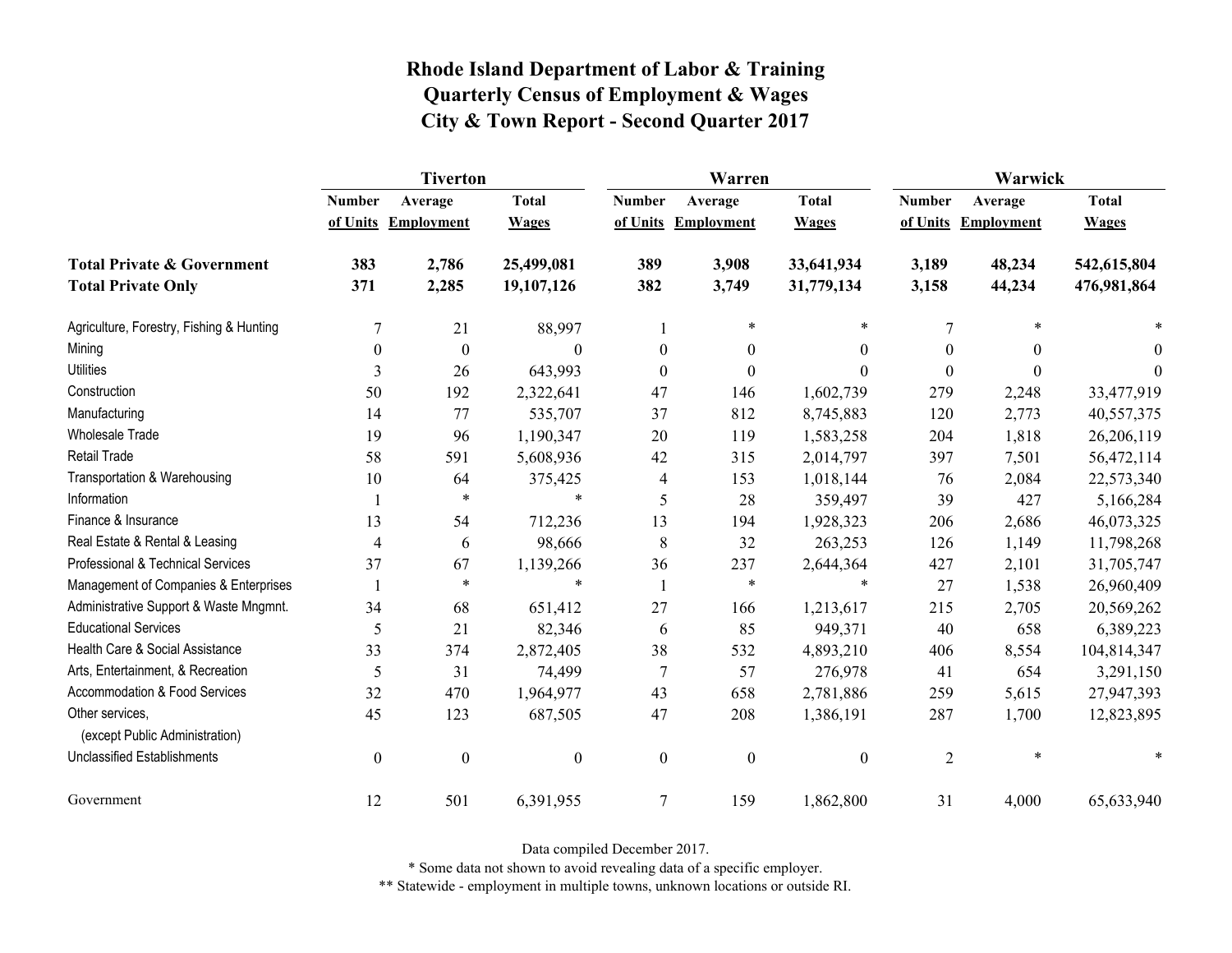# Rhode Island Department of Labor & Training
## Quarterly Census of Employment & Wages
## City & Town Report - Second Quarter 2017

| | Tiverton | | | Warren | | | Warwick | | |
|---|---|---|---|---|---|---|---|---|---|
| | Number of Units | Average Employment | Total Wages | Number of Units | Average Employment | Total Wages | Number of Units | Average Employment | Total Wages |
| **Total Private & Government** | **383** | **2,786** | **25,499,081** | **389** | **3,908** | **33,641,934** | **3,189** | **48,234** | **542,615,804** |
| **Total Private Only** | **371** | **2,285** | **19,107,126** | **382** | **3,749** | **31,779,134** | **3,158** | **44,234** | **476,981,864** |
| Agriculture, Forestry, Fishing & Hunting | 7 | 21 | 88,997 | 1 | * | * | 7 | * | * |
| Mining | 0 | 0 | 0 | 0 | 0 | 0 | 0 | 0 | 0 |
| Utilities | 3 | 26 | 643,993 | 0 | 0 | 0 | 0 | 0 | 0 |
| Construction | 50 | 192 | 2,322,641 | 47 | 146 | 1,602,739 | 279 | 2,248 | 33,477,919 |
| Manufacturing | 14 | 77 | 535,707 | 37 | 812 | 8,745,883 | 120 | 2,773 | 40,557,375 |
| Wholesale Trade | 19 | 96 | 1,190,347 | 20 | 119 | 1,583,258 | 204 | 1,818 | 26,206,119 |
| Retail Trade | 58 | 591 | 5,608,936 | 42 | 315 | 2,014,797 | 397 | 7,501 | 56,472,114 |
| Transportation & Warehousing | 10 | 64 | 375,425 | 4 | 153 | 1,018,144 | 76 | 2,084 | 22,573,340 |
| Information | 1 | * | * | 5 | 28 | 359,497 | 39 | 427 | 5,166,284 |
| Finance & Insurance | 13 | 54 | 712,236 | 13 | 194 | 1,928,323 | 206 | 2,686 | 46,073,325 |
| Real Estate & Rental & Leasing | 4 | 6 | 98,666 | 8 | 32 | 263,253 | 126 | 1,149 | 11,798,268 |
| Professional & Technical Services | 37 | 67 | 1,139,266 | 36 | 237 | 2,644,364 | 427 | 2,101 | 31,705,747 |
| Management of Companies & Enterprises | 1 | * | * | 1 | * | * | 27 | 1,538 | 26,960,409 |
| Administrative Support & Waste Mngmnt. | 34 | 68 | 651,412 | 27 | 166 | 1,213,617 | 215 | 2,705 | 20,569,262 |
| Educational Services | 5 | 21 | 82,346 | 6 | 85 | 949,371 | 40 | 658 | 6,389,223 |
| Health Care & Social Assistance | 33 | 374 | 2,872,405 | 38 | 532 | 4,893,210 | 406 | 8,554 | 104,814,347 |
| Arts, Entertainment, & Recreation | 5 | 31 | 74,499 | 7 | 57 | 276,978 | 41 | 654 | 3,291,150 |
| Accommodation & Food Services | 32 | 470 | 1,964,977 | 43 | 658 | 2,781,886 | 259 | 5,615 | 27,947,393 |
| Other services, (except Public Administration) | 45 | 123 | 687,505 | 47 | 208 | 1,386,191 | 287 | 1,700 | 12,823,895 |
| Unclassified Establishments | 0 | 0 | 0 | 0 | 0 | 0 | 2 | * | * |
| Government | 12 | 501 | 6,391,955 | 7 | 159 | 1,862,800 | 31 | 4,000 | 65,633,940 |

Data compiled December 2017.

* Some data not shown to avoid revealing data of a specific employer.

** Statewide - employment in multiple towns, unknown locations or outside RI.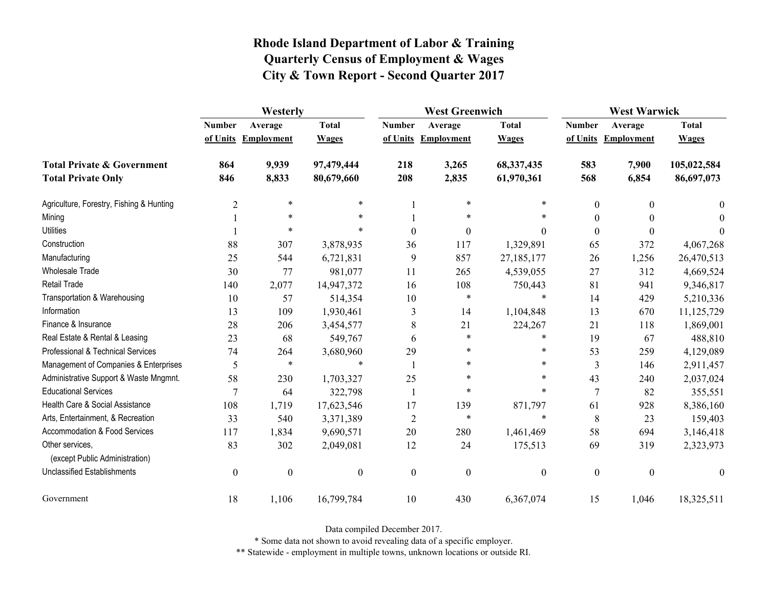# Rhode Island Department of Labor & Training
# Quarterly Census of Employment & Wages
# City & Town Report - Second Quarter 2017

| | Westerly | | | West Greenwich | | | West Warwick | | |
|---|---|---|---|---|---|---|---|---|---|
| | Number of Units | Average Employment | Total Wages | Number of Units | Average Employment | Total Wages | Number of Units | Average Employment | Total Wages |
| **Total Private & Government** | **864** | **9,939** | **97,479,444** | **218** | **3,265** | **68,337,435** | **583** | **7,900** | **105,022,584** |
| **Total Private Only** | **846** | **8,833** | **80,679,660** | **208** | **2,835** | **61,970,361** | **568** | **6,854** | **86,697,073** |
| Agriculture, Forestry, Fishing & Hunting | 2 | * | * | 1 | * | * | 0 | 0 | 0 |
| Mining | 1 | * | * | 1 | * | * | 0 | 0 | 0 |
| Utilities | 1 | * | * | 0 | 0 | 0 | 0 | 0 | 0 |
| Construction | 88 | 307 | 3,878,935 | 36 | 117 | 1,329,891 | 65 | 372 | 4,067,268 |
| Manufacturing | 25 | 544 | 6,721,831 | 9 | 857 | 27,185,177 | 26 | 1,256 | 26,470,513 |
| Wholesale Trade | 30 | 77 | 981,077 | 11 | 265 | 4,539,055 | 27 | 312 | 4,669,524 |
| Retail Trade | 140 | 2,077 | 14,947,372 | 16 | 108 | 750,443 | 81 | 941 | 9,346,817 |
| Transportation & Warehousing | 10 | 57 | 514,354 | 10 | * | * | 14 | 429 | 5,210,336 |
| Information | 13 | 109 | 1,930,461 | 3 | 14 | 1,104,848 | 13 | 670 | 11,125,729 |
| Finance & Insurance | 28 | 206 | 3,454,577 | 8 | 21 | 224,267 | 21 | 118 | 1,869,001 |
| Real Estate & Rental & Leasing | 23 | 68 | 549,767 | 6 | * | * | 19 | 67 | 488,810 |
| Professional & Technical Services | 74 | 264 | 3,680,960 | 29 | * | * | 53 | 259 | 4,129,089 |
| Management of Companies & Enterprises | 5 | * | * | 1 | * | * | 3 | 146 | 2,911,457 |
| Administrative Support & Waste Mngmnt. | 58 | 230 | 1,703,327 | 25 | * | * | 43 | 240 | 2,037,024 |
| Educational Services | 7 | 64 | 322,798 | 1 | * | * | 7 | 82 | 355,551 |
| Health Care & Social Assistance | 108 | 1,719 | 17,623,546 | 17 | 139 | 871,797 | 61 | 928 | 8,386,160 |
| Arts, Entertainment, & Recreation | 33 | 540 | 3,371,389 | 2 | * | * | 8 | 23 | 159,403 |
| Accommodation & Food Services | 117 | 1,834 | 9,690,571 | 20 | 280 | 1,461,469 | 58 | 694 | 3,146,418 |
| Other services, (except Public Administration) | 83 | 302 | 2,049,081 | 12 | 24 | 175,513 | 69 | 319 | 2,323,973 |
| Unclassified Establishments | 0 | 0 | 0 | 0 | 0 | 0 | 0 | 0 | 0 |
| Government | 18 | 1,106 | 16,799,784 | 10 | 430 | 6,367,074 | 15 | 1,046 | 18,325,511 |

Data compiled December 2017.

* Some data not shown to avoid revealing data of a specific employer.

** Statewide - employment in multiple towns, unknown locations or outside RI.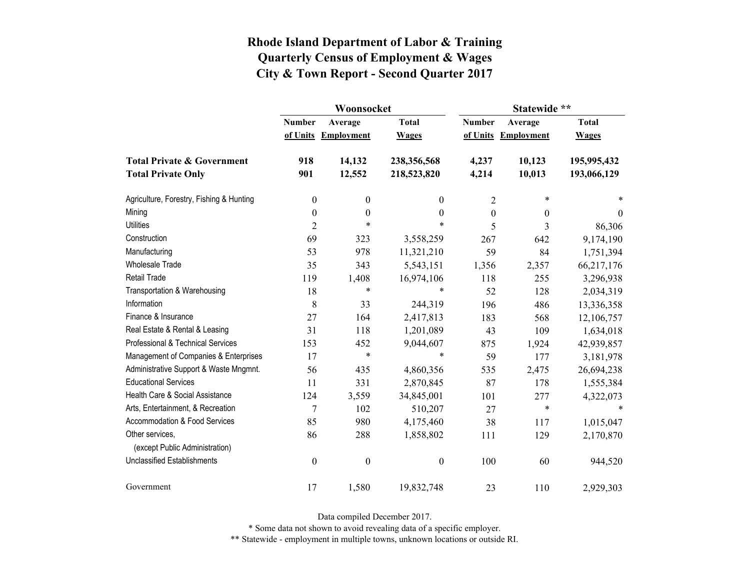# Rhode Island Department of Labor & Training
## Quarterly Census of Employment & Wages
## City & Town Report - Second Quarter 2017

| | Woonsocket | | | Statewide ** | | |
|---|---|---|---|---|---|---|
| | Number of Units | Average Employment | Total Wages | Number of Units | Average Employment | Total Wages |
| **Total Private & Government** | **918** | **14,132** | **238,356,568** | **4,237** | **10,123** | **195,995,432** |
| **Total Private Only** | **901** | **12,552** | **218,523,820** | **4,214** | **10,013** | **193,066,129** |
| Agriculture, Forestry, Fishing & Hunting | 0 | 0 | 0 | 2 | * | * |
| Mining | 0 | 0 | 0 | 0 | 0 | 0 |
| Utilities | 2 | * | * | 5 | 3 | 86,306 |
| Construction | 69 | 323 | 3,558,259 | 267 | 642 | 9,174,190 |
| Manufacturing | 53 | 978 | 11,321,210 | 59 | 84 | 1,751,394 |
| Wholesale Trade | 35 | 343 | 5,543,151 | 1,356 | 2,357 | 66,217,176 |
| Retail Trade | 119 | 1,408 | 16,974,106 | 118 | 255 | 3,296,938 |
| Transportation & Warehousing | 18 | * | * | 52 | 128 | 2,034,319 |
| Information | 8 | 33 | 244,319 | 196 | 486 | 13,336,358 |
| Finance & Insurance | 27 | 164 | 2,417,813 | 183 | 568 | 12,106,757 |
| Real Estate & Rental & Leasing | 31 | 118 | 1,201,089 | 43 | 109 | 1,634,018 |
| Professional & Technical Services | 153 | 452 | 9,044,607 | 875 | 1,924 | 42,939,857 |
| Management of Companies & Enterprises | 17 | * | * | 59 | 177 | 3,181,978 |
| Administrative Support & Waste Mngmnt. | 56 | 435 | 4,860,356 | 535 | 2,475 | 26,694,238 |
| Educational Services | 11 | 331 | 2,870,845 | 87 | 178 | 1,555,384 |
| Health Care & Social Assistance | 124 | 3,559 | 34,845,001 | 101 | 277 | 4,322,073 |
| Arts, Entertainment, & Recreation | 7 | 102 | 510,207 | 27 | * | * |
| Accommodation & Food Services | 85 | 980 | 4,175,460 | 38 | 117 | 1,015,047 |
| Other services, (except Public Administration) | 86 | 288 | 1,858,802 | 111 | 129 | 2,170,870 |
| Unclassified Establishments | 0 | 0 | 0 | 100 | 60 | 944,520 |
| Government | 17 | 1,580 | 19,832,748 | 23 | 110 | 2,929,303 |

Data compiled December 2017.

* Some data not shown to avoid revealing data of a specific employer.

** Statewide - employment in multiple towns, unknown locations or outside RI.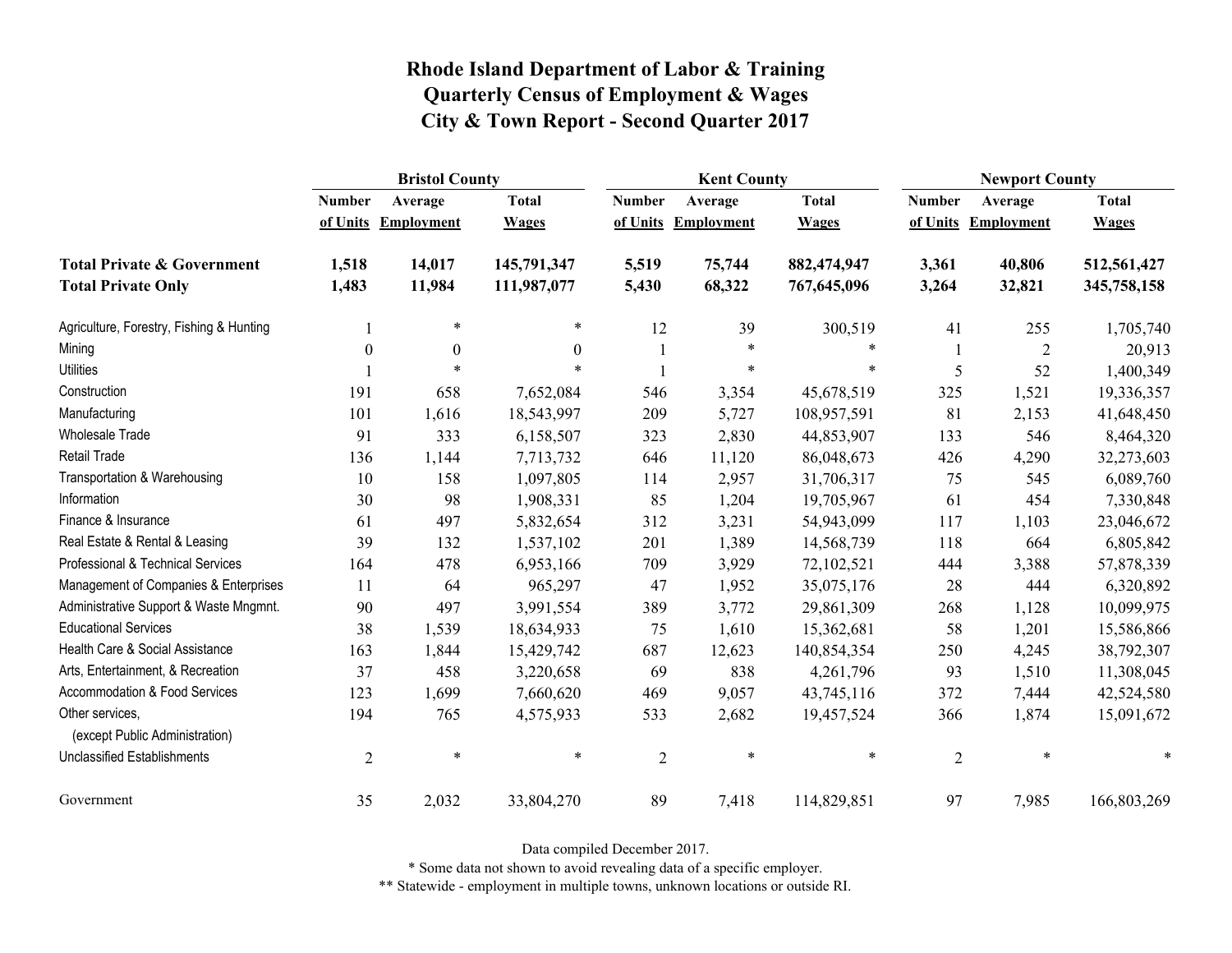# Rhode Island Department of Labor & Training
# Quarterly Census of Employment & Wages
# City & Town Report - Second Quarter 2017

| | Bristol County | | | Kent County | | | Newport County | | |
|---|---|---|---|---|---|---|---|---|---|
| | Number of Units | Average Employment | Total Wages | Number of Units | Average Employment | Total Wages | Number of Units | Average Employment | Total Wages |
| **Total Private & Government** | **1,518** | **14,017** | **145,791,347** | **5,519** | **75,744** | **882,474,947** | **3,361** | **40,806** | **512,561,427** |
| **Total Private Only** | **1,483** | **11,984** | **111,987,077** | **5,430** | **68,322** | **767,645,096** | **3,264** | **32,821** | **345,758,158** |
| Agriculture, Forestry, Fishing & Hunting | 1 | * | * | 12 | 39 | 300,519 | 41 | 255 | 1,705,740 |
| Mining | 0 | 0 | 0 | 1 | * | * | 1 | 2 | 20,913 |
| Utilities | 1 | * | * | 1 | * | * | 5 | 52 | 1,400,349 |
| Construction | 191 | 658 | 7,652,084 | 546 | 3,354 | 45,678,519 | 325 | 1,521 | 19,336,357 |
| Manufacturing | 101 | 1,616 | 18,543,997 | 209 | 5,727 | 108,957,591 | 81 | 2,153 | 41,648,450 |
| Wholesale Trade | 91 | 333 | 6,158,507 | 323 | 2,830 | 44,853,907 | 133 | 546 | 8,464,320 |
| Retail Trade | 136 | 1,144 | 7,713,732 | 646 | 11,120 | 86,048,673 | 426 | 4,290 | 32,273,603 |
| Transportation & Warehousing | 10 | 158 | 1,097,805 | 114 | 2,957 | 31,706,317 | 75 | 545 | 6,089,760 |
| Information | 30 | 98 | 1,908,331 | 85 | 1,204 | 19,705,967 | 61 | 454 | 7,330,848 |
| Finance & Insurance | 61 | 497 | 5,832,654 | 312 | 3,231 | 54,943,099 | 117 | 1,103 | 23,046,672 |
| Real Estate & Rental & Leasing | 39 | 132 | 1,537,102 | 201 | 1,389 | 14,568,739 | 118 | 664 | 6,805,842 |
| Professional & Technical Services | 164 | 478 | 6,953,166 | 709 | 3,929 | 72,102,521 | 444 | 3,388 | 57,878,339 |
| Management of Companies & Enterprises | 11 | 64 | 965,297 | 47 | 1,952 | 35,075,176 | 28 | 444 | 6,320,892 |
| Administrative Support & Waste Mngmnt. | 90 | 497 | 3,991,554 | 389 | 3,772 | 29,861,309 | 268 | 1,128 | 10,099,975 |
| Educational Services | 38 | 1,539 | 18,634,933 | 75 | 1,610 | 15,362,681 | 58 | 1,201 | 15,586,866 |
| Health Care & Social Assistance | 163 | 1,844 | 15,429,742 | 687 | 12,623 | 140,854,354 | 250 | 4,245 | 38,792,307 |
| Arts, Entertainment, & Recreation | 37 | 458 | 3,220,658 | 69 | 838 | 4,261,796 | 93 | 1,510 | 11,308,045 |
| Accommodation & Food Services | 123 | 1,699 | 7,660,620 | 469 | 9,057 | 43,745,116 | 372 | 7,444 | 42,524,580 |
| Other services, (except Public Administration) | 194 | 765 | 4,575,933 | 533 | 2,682 | 19,457,524 | 366 | 1,874 | 15,091,672 |
| Unclassified Establishments | 2 | * | * | 2 | * | * | 2 | * | * |
| Government | 35 | 2,032 | 33,804,270 | 89 | 7,418 | 114,829,851 | 97 | 7,985 | 166,803,269 |

Data compiled December 2017.

* Some data not shown to avoid revealing data of a specific employer.

** Statewide - employment in multiple towns, unknown locations or outside RI.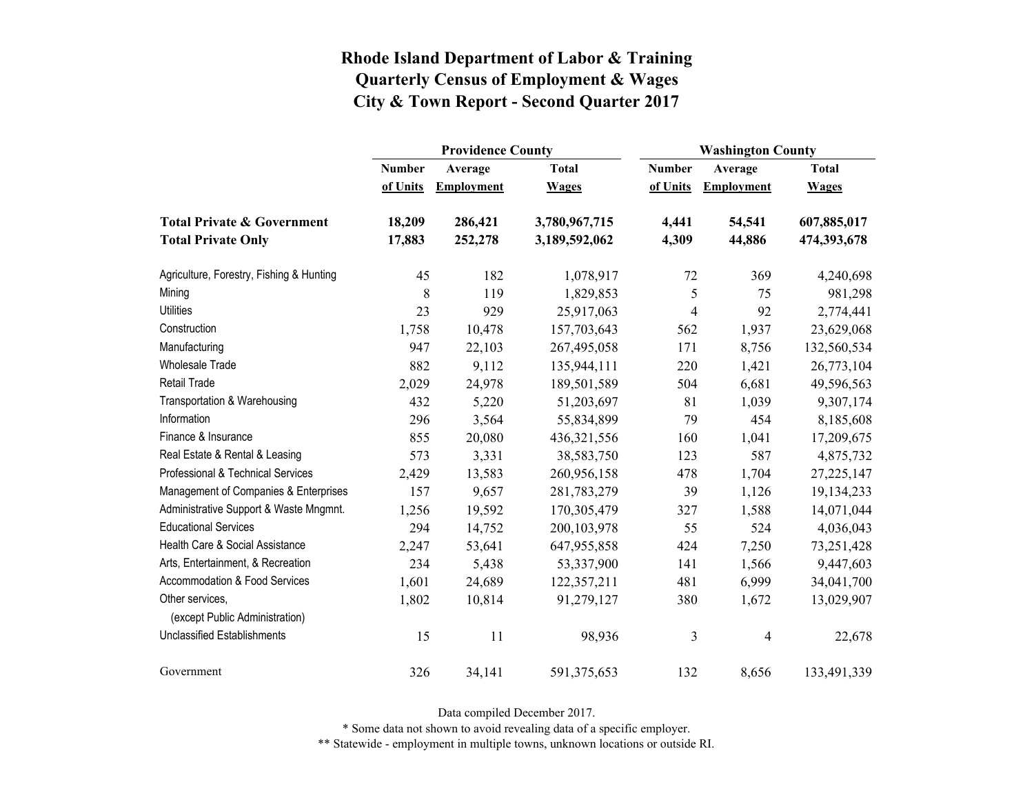# Rhode Island Department of Labor & Training
## Quarterly Census of Employment & Wages
## City & Town Report - Second Quarter 2017

| | Providence County | | | Washington County | | |
|---|---|---|---|---|---|---|
| | Number of Units | Average Employment | Total Wages | Number of Units | Average Employment | Total Wages |
| **Total Private & Government** | **18,209** | **286,421** | **3,780,967,715** | **4,441** | **54,541** | **607,885,017** |
| **Total Private Only** | **17,883** | **252,278** | **3,189,592,062** | **4,309** | **44,886** | **474,393,678** |
| Agriculture, Forestry, Fishing & Hunting | 45 | 182 | 1,078,917 | 72 | 369 | 4,240,698 |
| Mining | 8 | 119 | 1,829,853 | 5 | 75 | 981,298 |
| Utilities | 23 | 929 | 25,917,063 | 4 | 92 | 2,774,441 |
| Construction | 1,758 | 10,478 | 157,703,643 | 562 | 1,937 | 23,629,068 |
| Manufacturing | 947 | 22,103 | 267,495,058 | 171 | 8,756 | 132,560,534 |
| Wholesale Trade | 882 | 9,112 | 135,944,111 | 220 | 1,421 | 26,773,104 |
| Retail Trade | 2,029 | 24,978 | 189,501,589 | 504 | 6,681 | 49,596,563 |
| Transportation & Warehousing | 432 | 5,220 | 51,203,697 | 81 | 1,039 | 9,307,174 |
| Information | 296 | 3,564 | 55,834,899 | 79 | 454 | 8,185,608 |
| Finance & Insurance | 855 | 20,080 | 436,321,556 | 160 | 1,041 | 17,209,675 |
| Real Estate & Rental & Leasing | 573 | 3,331 | 38,583,750 | 123 | 587 | 4,875,732 |
| Professional & Technical Services | 2,429 | 13,583 | 260,956,158 | 478 | 1,704 | 27,225,147 |
| Management of Companies & Enterprises | 157 | 9,657 | 281,783,279 | 39 | 1,126 | 19,134,233 |
| Administrative Support & Waste Mngmnt. | 1,256 | 19,592 | 170,305,479 | 327 | 1,588 | 14,071,044 |
| Educational Services | 294 | 14,752 | 200,103,978 | 55 | 524 | 4,036,043 |
| Health Care & Social Assistance | 2,247 | 53,641 | 647,955,858 | 424 | 7,250 | 73,251,428 |
| Arts, Entertainment, & Recreation | 234 | 5,438 | 53,337,900 | 141 | 1,566 | 9,447,603 |
| Accommodation & Food Services | 1,601 | 24,689 | 122,357,211 | 481 | 6,999 | 34,041,700 |
| Other services, (except Public Administration) | 1,802 | 10,814 | 91,279,127 | 380 | 1,672 | 13,029,907 |
| Unclassified Establishments | 15 | 11 | 98,936 | 3 | 4 | 22,678 |
| Government | 326 | 34,141 | 591,375,653 | 132 | 8,656 | 133,491,339 |

Data compiled December 2017.

* Some data not shown to avoid revealing data of a specific employer.

** Statewide - employment in multiple towns, unknown locations or outside RI.